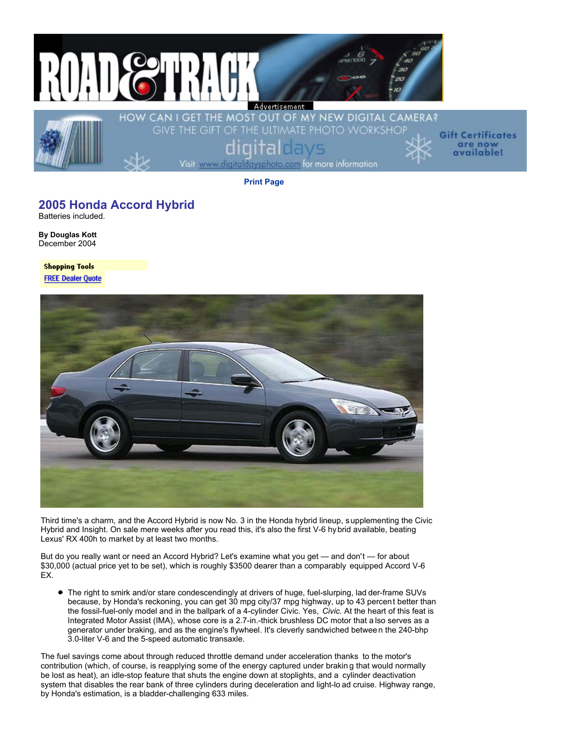Print Page

# 2005 Honda Accord Hybrid

Batteries included.

**By Douglas Kott**
December 2004

**Shopping Tools**
FREE Dealer Quote

Third time's a charm, and the Accord Hybrid is now No. 3 in the Honda hybrid lineup, supplementing the Civic Hybrid and Insight. On sale mere weeks after you read this, it's also the first V-6 hybrid available, beating Lexus' RX 400h to market by at least two months.

But do you really want or need an Accord Hybrid? Let's examine what you get — and don't — for about $30,000 (actual price yet to be set), which is roughly $3500 dearer than a comparably equipped Accord V-6 EX.

- The right to smirk and/or stare condescendingly at drivers of huge, fuel-slurping, ladder-frame SUVs because, by Honda's reckoning, you can get 30 mpg city/37 mpg highway, up to 43 percent better than the fossil-fuel-only model and in the ballpark of a 4-cylinder Civic. Yes, *Civic.* At the heart of this feat is Integrated Motor Assist (IMA), whose core is a 2.7-in.-thick brushless DC motor that also serves as a generator under braking, and as the engine's flywheel. It's cleverly sandwiched between the 240-bhp 3.0-liter V-6 and the 5-speed automatic transaxle.

The fuel savings come about through reduced throttle demand under acceleration thanks to the motor's contribution (which, of course, is reapplying some of the energy captured under braking that would normally be lost as heat), an idle-stop feature that shuts the engine down at stoplights, and a cylinder deactivation system that disables the rear bank of three cylinders during deceleration and light-load cruise. Highway range, by Honda's estimation, is a bladder-challenging 633 miles.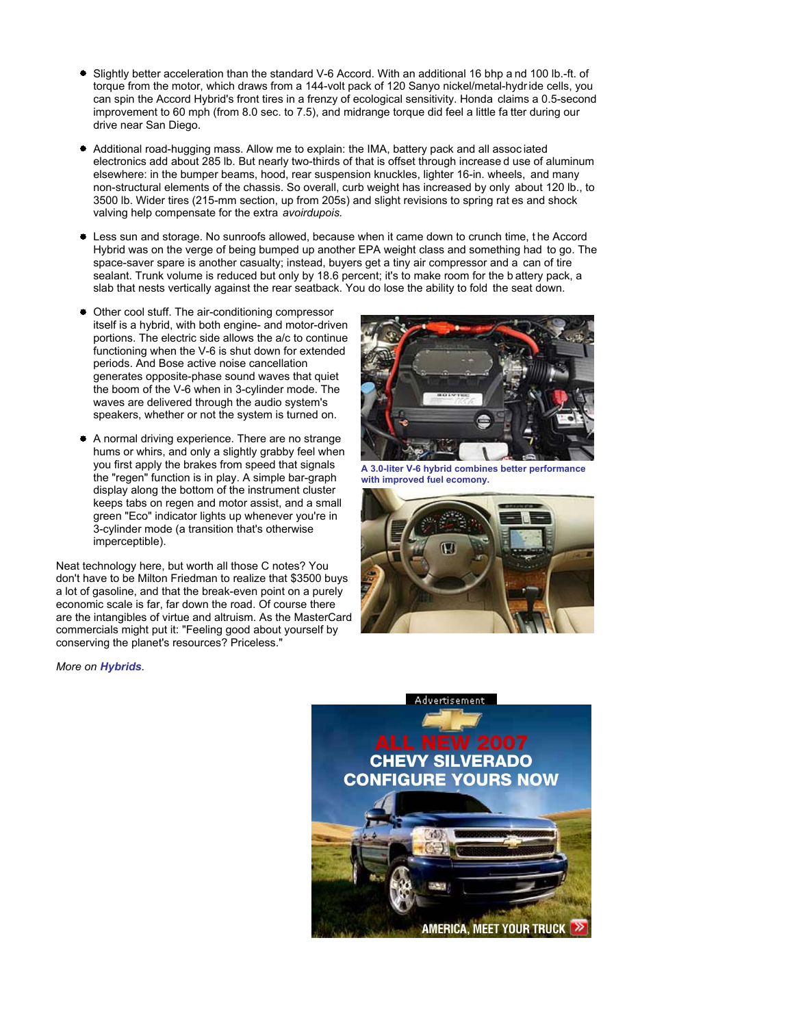- Slightly better acceleration than the standard V-6 Accord. With an additional 16 bhp and 100 lb.-ft. of torque from the motor, which draws from a 144-volt pack of 120 Sanyo nickel/metal-hydride cells, you can spin the Accord Hybrid's front tires in a frenzy of ecological sensitivity. Honda claims a 0.5-second improvement to 60 mph (from 8.0 sec. to 7.5), and midrange torque did feel a little fatter during our drive near San Diego.

- Additional road-hugging mass. Allow me to explain: the IMA, battery pack and all associated electronics add about 285 lb. But nearly two-thirds of that is offset through increased use of aluminum elsewhere: in the bumper beams, hood, rear suspension knuckles, lighter 16-in. wheels, and many non-structural elements of the chassis. So overall, curb weight has increased by only about 120 lb., to 3500 lb. Wider tires (215-mm section, up from 205s) and slight revisions to spring rates and shock valving help compensate for the extra *avoirdupois.*

- Less sun and storage. No sunroofs allowed, because when it came down to crunch time, the Accord Hybrid was on the verge of being bumped up another EPA weight class and something had to go. The space-saver spare is another casualty; instead, buyers get a tiny air compressor and a can of tire sealant. Trunk volume is reduced but only by 18.6 percent; it's to make room for the battery pack, a slab that nests vertically against the rear seatback. You do lose the ability to fold the seat down.

- Other cool stuff. The air-conditioning compressor itself is a hybrid, with both engine- and motor-driven portions. The electric side allows the a/c to continue functioning when the V-6 is shut down for extended periods. And Bose active noise cancellation generates opposite-phase sound waves that quiet the boom of the V-6 when in 3-cylinder mode. The waves are delivered through the audio system's speakers, whether or not the system is turned on.

- A normal driving experience. There are no strange hums or whirs, and only a slightly grabby feel when you first apply the brakes from speed that signals the "regen" function is in play. A simple bar-graph display along the bottom of the instrument cluster keeps tabs on regen and motor assist, and a small green "Eco" indicator lights up whenever you're in 3-cylinder mode (a transition that's otherwise imperceptible).

**A 3.0-liter V-6 hybrid combines better performance with improved fuel ecomony.**

Neat technology here, but worth all those C notes? You don't have to be Milton Friedman to realize that $3500 buys a lot of gasoline, and that the break-even point on a purely economic scale is far, far down the road. Of course there are the intangibles of virtue and altruism. As the MasterCard commercials might put it: "Feeling good about yourself by conserving the planet's resources? Priceless."

*More on* ***Hybrids****.*

Advertisement

ALL NEW 2007
CHEVY SILVERADO
CONFIGURE YOURS NOW

AMERICA, MEET YOUR TRUCK